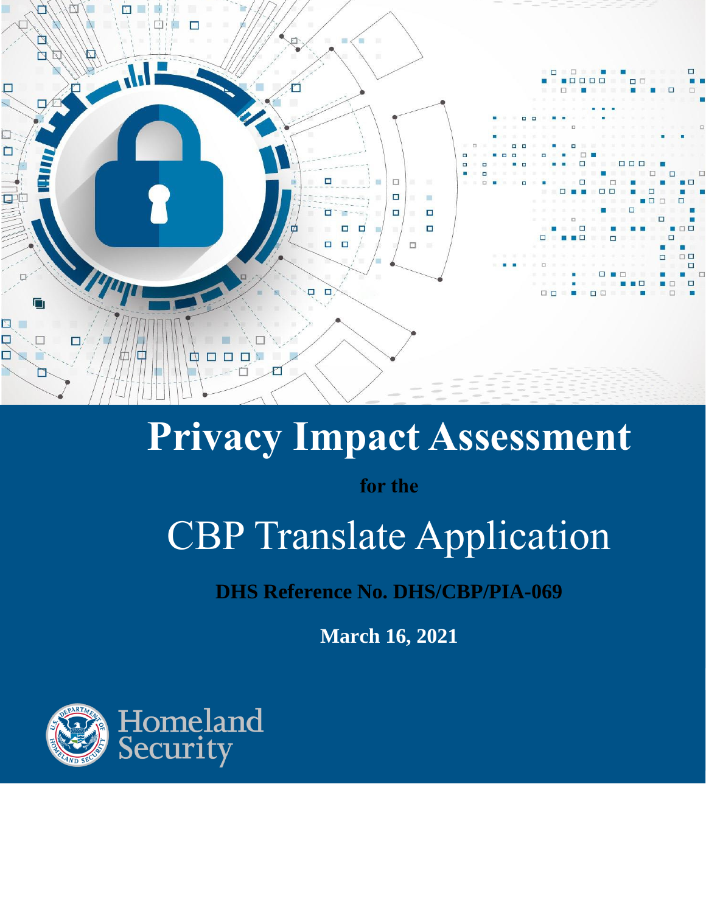# Privacy Impact Assessment

**for the**

## CBP Translate Application

**DHS Reference No. DHS/CBP/PIA-069**

**March 16, 2021**

Homeland Security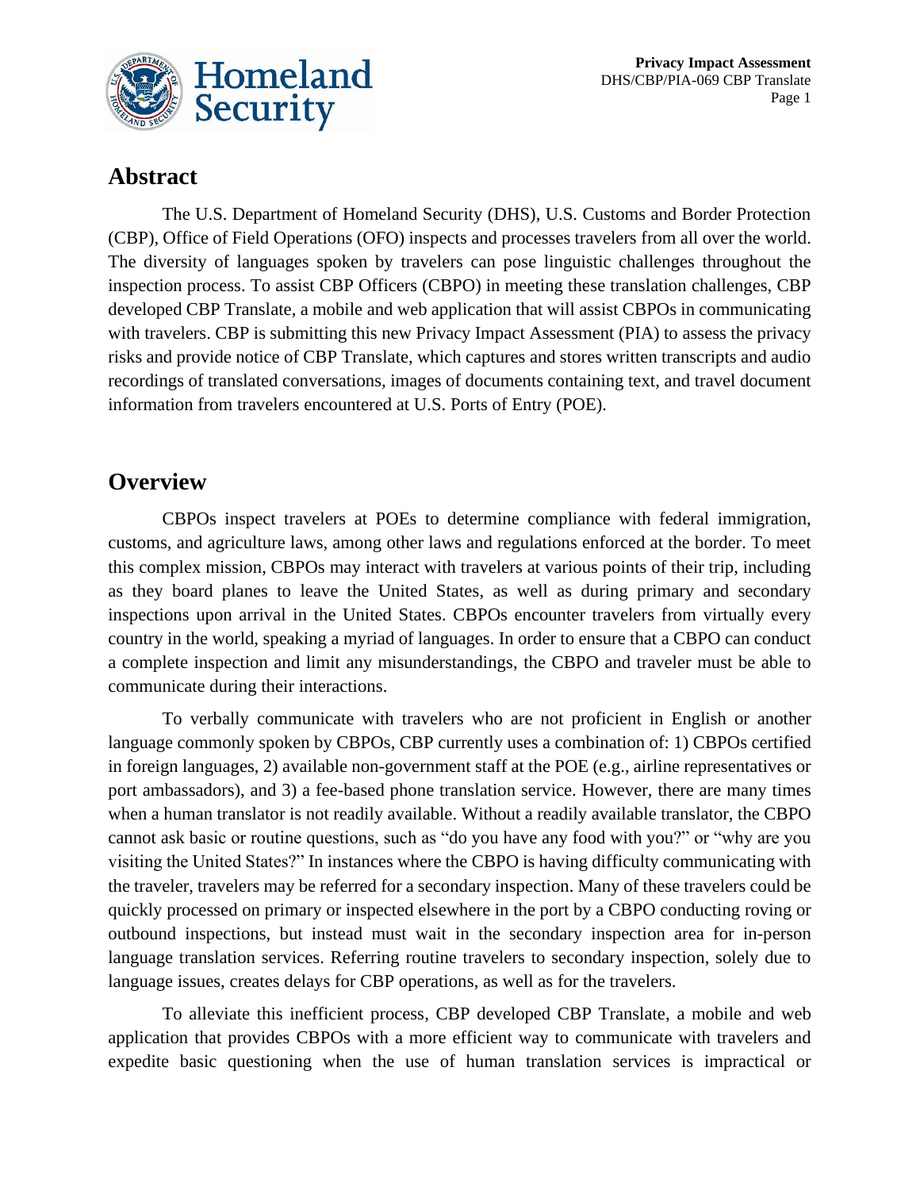## Abstract

The U.S. Department of Homeland Security (DHS), U.S. Customs and Border Protection (CBP), Office of Field Operations (OFO) inspects and processes travelers from all over the world. The diversity of languages spoken by travelers can pose linguistic challenges throughout the inspection process. To assist CBP Officers (CBPO) in meeting these translation challenges, CBP developed CBP Translate, a mobile and web application that will assist CBPOs in communicating with travelers. CBP is submitting this new Privacy Impact Assessment (PIA) to assess the privacy risks and provide notice of CBP Translate, which captures and stores written transcripts and audio recordings of translated conversations, images of documents containing text, and travel document information from travelers encountered at U.S. Ports of Entry (POE).

## Overview

CBPOs inspect travelers at POEs to determine compliance with federal immigration, customs, and agriculture laws, among other laws and regulations enforced at the border. To meet this complex mission, CBPOs may interact with travelers at various points of their trip, including as they board planes to leave the United States, as well as during primary and secondary inspections upon arrival in the United States. CBPOs encounter travelers from virtually every country in the world, speaking a myriad of languages. In order to ensure that a CBPO can conduct a complete inspection and limit any misunderstandings, the CBPO and traveler must be able to communicate during their interactions.

To verbally communicate with travelers who are not proficient in English or another language commonly spoken by CBPOs, CBP currently uses a combination of: 1) CBPOs certified in foreign languages, 2) available non-government staff at the POE (e.g., airline representatives or port ambassadors), and 3) a fee-based phone translation service. However, there are many times when a human translator is not readily available. Without a readily available translator, the CBPO cannot ask basic or routine questions, such as "do you have any food with you?" or "why are you visiting the United States?" In instances where the CBPO is having difficulty communicating with the traveler, travelers may be referred for a secondary inspection. Many of these travelers could be quickly processed on primary or inspected elsewhere in the port by a CBPO conducting roving or outbound inspections, but instead must wait in the secondary inspection area for in-person language translation services. Referring routine travelers to secondary inspection, solely due to language issues, creates delays for CBP operations, as well as for the travelers.

To alleviate this inefficient process, CBP developed CBP Translate, a mobile and web application that provides CBPOs with a more efficient way to communicate with travelers and expedite basic questioning when the use of human translation services is impractical or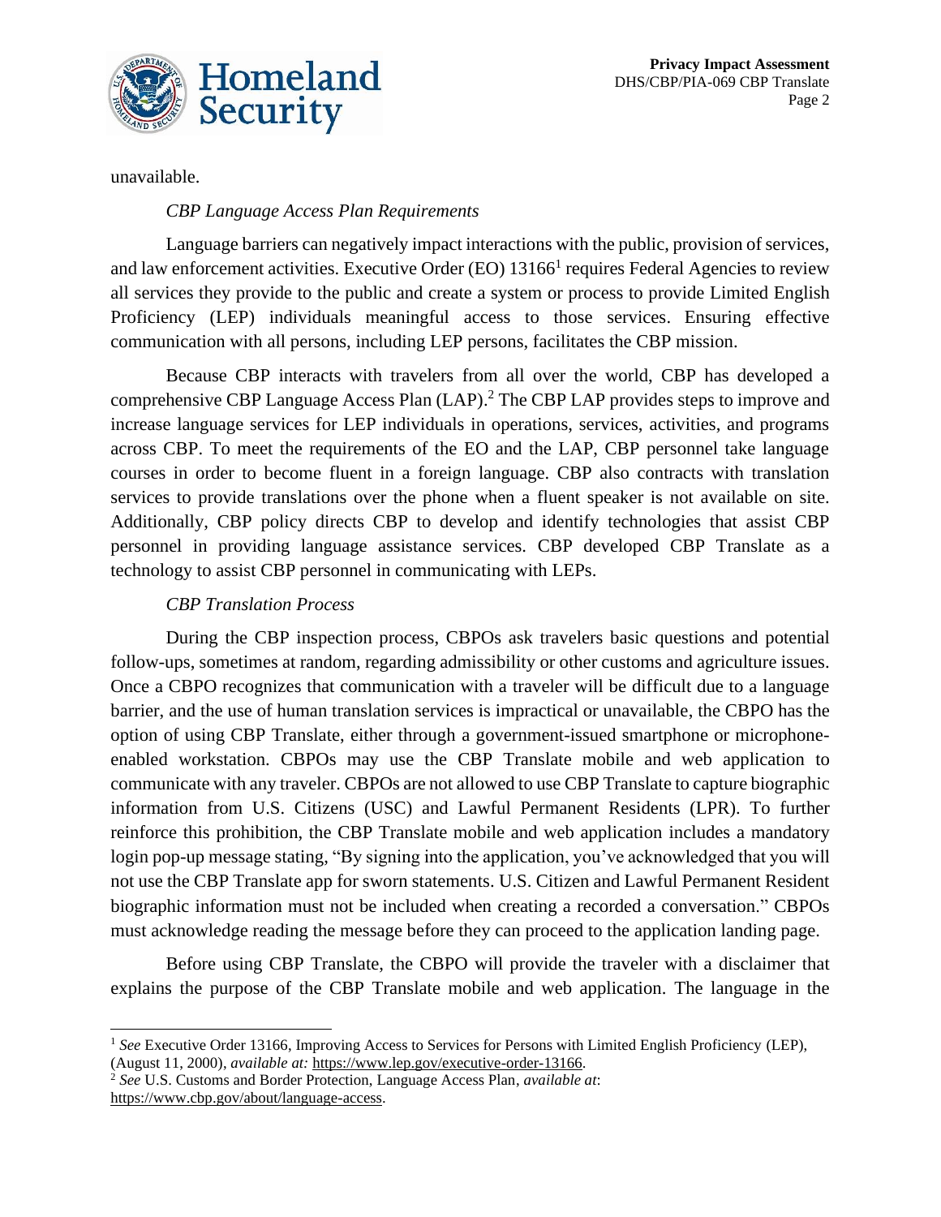unavailable.

*CBP Language Access Plan Requirements*

Language barriers can negatively impact interactions with the public, provision of services, and law enforcement activities. Executive Order (EO) 13166[1] requires Federal Agencies to review all services they provide to the public and create a system or process to provide Limited English Proficiency (LEP) individuals meaningful access to those services. Ensuring effective communication with all persons, including LEP persons, facilitates the CBP mission.

Because CBP interacts with travelers from all over the world, CBP has developed a comprehensive CBP Language Access Plan (LAP).[2] The CBP LAP provides steps to improve and increase language services for LEP individuals in operations, services, activities, and programs across CBP. To meet the requirements of the EO and the LAP, CBP personnel take language courses in order to become fluent in a foreign language. CBP also contracts with translation services to provide translations over the phone when a fluent speaker is not available on site. Additionally, CBP policy directs CBP to develop and identify technologies that assist CBP personnel in providing language assistance services. CBP developed CBP Translate as a technology to assist CBP personnel in communicating with LEPs.

*CBP Translation Process*

During the CBP inspection process, CBPOs ask travelers basic questions and potential follow-ups, sometimes at random, regarding admissibility or other customs and agriculture issues. Once a CBPO recognizes that communication with a traveler will be difficult due to a language barrier, and the use of human translation services is impractical or unavailable, the CBPO has the option of using CBP Translate, either through a government-issued smartphone or microphone-enabled workstation. CBPOs may use the CBP Translate mobile and web application to communicate with any traveler. CBPOs are not allowed to use CBP Translate to capture biographic information from U.S. Citizens (USC) and Lawful Permanent Residents (LPR). To further reinforce this prohibition, the CBP Translate mobile and web application includes a mandatory login pop-up message stating, "By signing into the application, you've acknowledged that you will not use the CBP Translate app for sworn statements. U.S. Citizen and Lawful Permanent Resident biographic information must not be included when creating a recorded a conversation." CBPOs must acknowledge reading the message before they can proceed to the application landing page.

Before using CBP Translate, the CBPO will provide the traveler with a disclaimer that explains the purpose of the CBP Translate mobile and web application. The language in the

---

[1] *See* Executive Order 13166, Improving Access to Services for Persons with Limited English Proficiency (LEP), (August 11, 2000), *available at:* https://www.lep.gov/executive-order-13166.

[2] *See* U.S. Customs and Border Protection, Language Access Plan, *available at*: https://www.cbp.gov/about/language-access.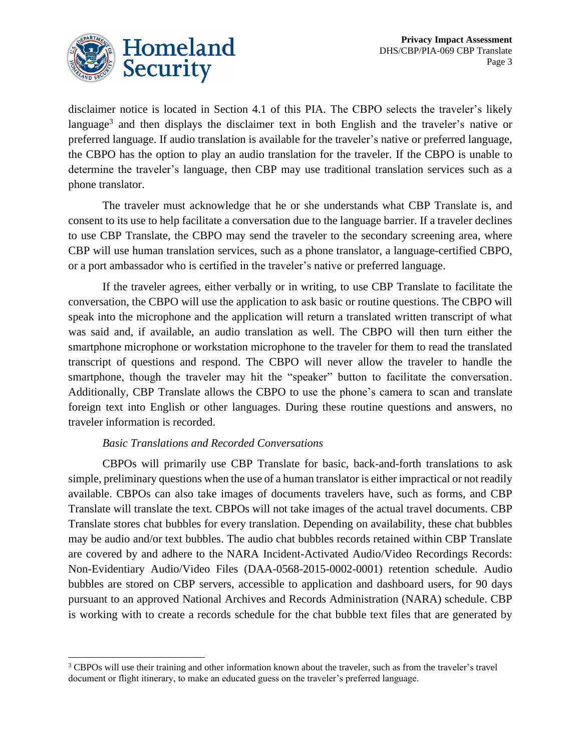disclaimer notice is located in Section 4.1 of this PIA. The CBPO selects the traveler's likely language[3] and then displays the disclaimer text in both English and the traveler's native or preferred language. If audio translation is available for the traveler's native or preferred language, the CBPO has the option to play an audio translation for the traveler. If the CBPO is unable to determine the traveler's language, then CBP may use traditional translation services such as a phone translator.

The traveler must acknowledge that he or she understands what CBP Translate is, and consent to its use to help facilitate a conversation due to the language barrier. If a traveler declines to use CBP Translate, the CBPO may send the traveler to the secondary screening area, where CBP will use human translation services, such as a phone translator, a language-certified CBPO, or a port ambassador who is certified in the traveler's native or preferred language.

If the traveler agrees, either verbally or in writing, to use CBP Translate to facilitate the conversation, the CBPO will use the application to ask basic or routine questions. The CBPO will speak into the microphone and the application will return a translated written transcript of what was said and, if available, an audio translation as well. The CBPO will then turn either the smartphone microphone or workstation microphone to the traveler for them to read the translated transcript of questions and respond. The CBPO will never allow the traveler to handle the smartphone, though the traveler may hit the "speaker" button to facilitate the conversation. Additionally, CBP Translate allows the CBPO to use the phone's camera to scan and translate foreign text into English or other languages. During these routine questions and answers, no traveler information is recorded.

*Basic Translations and Recorded Conversations*

CBPOs will primarily use CBP Translate for basic, back-and-forth translations to ask simple, preliminary questions when the use of a human translator is either impractical or not readily available. CBPOs can also take images of documents travelers have, such as forms, and CBP Translate will translate the text. CBPOs will not take images of the actual travel documents. CBP Translate stores chat bubbles for every translation. Depending on availability, these chat bubbles may be audio and/or text bubbles. The audio chat bubbles records retained within CBP Translate are covered by and adhere to the NARA Incident-Activated Audio/Video Recordings Records: Non-Evidentiary Audio/Video Files (DAA-0568-2015-0002-0001) retention schedule. Audio bubbles are stored on CBP servers, accessible to application and dashboard users, for 90 days pursuant to an approved National Archives and Records Administration (NARA) schedule. CBP is working with to create a records schedule for the chat bubble text files that are generated by

[3] CBPOs will use their training and other information known about the traveler, such as from the traveler's travel document or flight itinerary, to make an educated guess on the traveler's preferred language.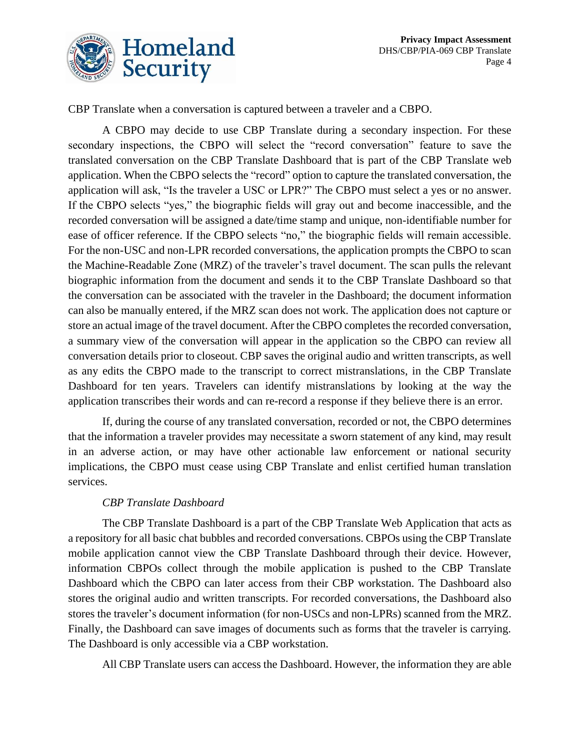CBP Translate when a conversation is captured between a traveler and a CBPO.

A CBPO may decide to use CBP Translate during a secondary inspection. For these secondary inspections, the CBPO will select the "record conversation" feature to save the translated conversation on the CBP Translate Dashboard that is part of the CBP Translate web application. When the CBPO selects the "record" option to capture the translated conversation, the application will ask, "Is the traveler a USC or LPR?" The CBPO must select a yes or no answer. If the CBPO selects "yes," the biographic fields will gray out and become inaccessible, and the recorded conversation will be assigned a date/time stamp and unique, non-identifiable number for ease of officer reference. If the CBPO selects "no," the biographic fields will remain accessible. For the non-USC and non-LPR recorded conversations, the application prompts the CBPO to scan the Machine-Readable Zone (MRZ) of the traveler's travel document. The scan pulls the relevant biographic information from the document and sends it to the CBP Translate Dashboard so that the conversation can be associated with the traveler in the Dashboard; the document information can also be manually entered, if the MRZ scan does not work. The application does not capture or store an actual image of the travel document. After the CBPO completes the recorded conversation, a summary view of the conversation will appear in the application so the CBPO can review all conversation details prior to closeout. CBP saves the original audio and written transcripts, as well as any edits the CBPO made to the transcript to correct mistranslations, in the CBP Translate Dashboard for ten years. Travelers can identify mistranslations by looking at the way the application transcribes their words and can re-record a response if they believe there is an error.

If, during the course of any translated conversation, recorded or not, the CBPO determines that the information a traveler provides may necessitate a sworn statement of any kind, may result in an adverse action, or may have other actionable law enforcement or national security implications, the CBPO must cease using CBP Translate and enlist certified human translation services.

*CBP Translate Dashboard*

The CBP Translate Dashboard is a part of the CBP Translate Web Application that acts as a repository for all basic chat bubbles and recorded conversations. CBPOs using the CBP Translate mobile application cannot view the CBP Translate Dashboard through their device. However, information CBPOs collect through the mobile application is pushed to the CBP Translate Dashboard which the CBPO can later access from their CBP workstation. The Dashboard also stores the original audio and written transcripts. For recorded conversations, the Dashboard also stores the traveler's document information (for non-USCs and non-LPRs) scanned from the MRZ. Finally, the Dashboard can save images of documents such as forms that the traveler is carrying. The Dashboard is only accessible via a CBP workstation.

All CBP Translate users can access the Dashboard. However, the information they are able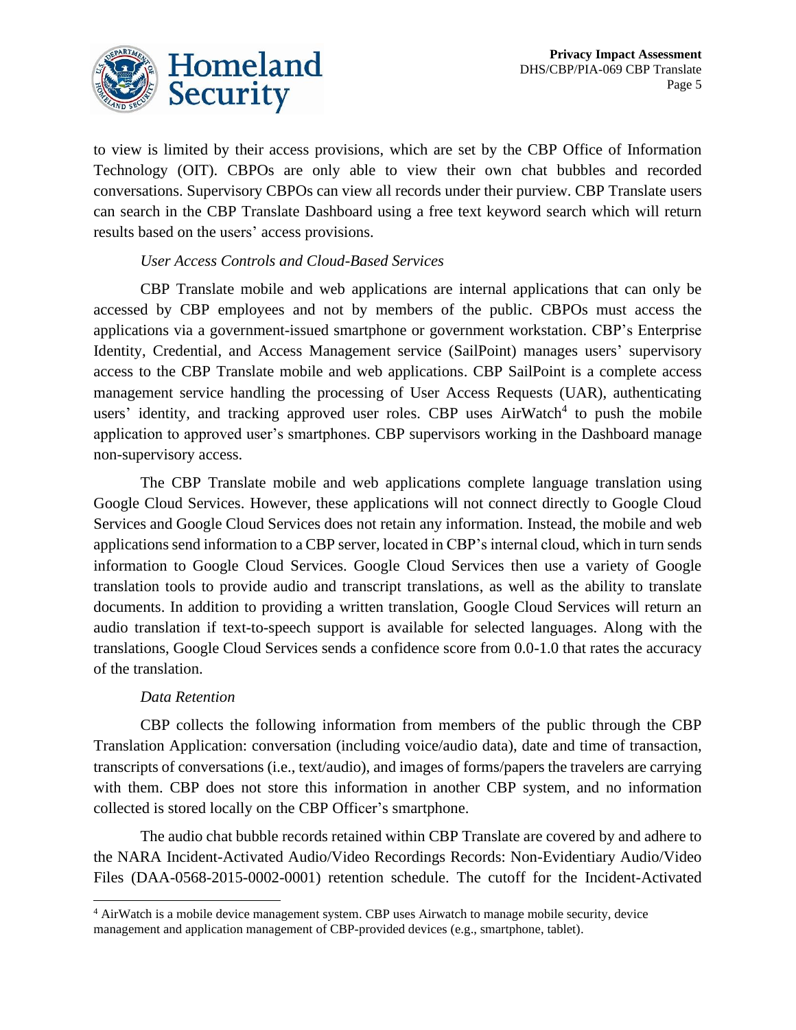to view is limited by their access provisions, which are set by the CBP Office of Information Technology (OIT). CBPOs are only able to view their own chat bubbles and recorded conversations. Supervisory CBPOs can view all records under their purview. CBP Translate users can search in the CBP Translate Dashboard using a free text keyword search which will return results based on the users' access provisions.

*User Access Controls and Cloud-Based Services*

CBP Translate mobile and web applications are internal applications that can only be accessed by CBP employees and not by members of the public. CBPOs must access the applications via a government-issued smartphone or government workstation. CBP's Enterprise Identity, Credential, and Access Management service (SailPoint) manages users' supervisory access to the CBP Translate mobile and web applications. CBP SailPoint is a complete access management service handling the processing of User Access Requests (UAR), authenticating users' identity, and tracking approved user roles. CBP uses AirWatch[4] to push the mobile application to approved user's smartphones. CBP supervisors working in the Dashboard manage non-supervisory access.

The CBP Translate mobile and web applications complete language translation using Google Cloud Services. However, these applications will not connect directly to Google Cloud Services and Google Cloud Services does not retain any information. Instead, the mobile and web applications send information to a CBP server, located in CBP's internal cloud, which in turn sends information to Google Cloud Services. Google Cloud Services then use a variety of Google translation tools to provide audio and transcript translations, as well as the ability to translate documents. In addition to providing a written translation, Google Cloud Services will return an audio translation if text-to-speech support is available for selected languages. Along with the translations, Google Cloud Services sends a confidence score from 0.0-1.0 that rates the accuracy of the translation.

*Data Retention*

CBP collects the following information from members of the public through the CBP Translation Application: conversation (including voice/audio data), date and time of transaction, transcripts of conversations (i.e., text/audio), and images of forms/papers the travelers are carrying with them. CBP does not store this information in another CBP system, and no information collected is stored locally on the CBP Officer's smartphone.

The audio chat bubble records retained within CBP Translate are covered by and adhere to the NARA Incident-Activated Audio/Video Recordings Records: Non-Evidentiary Audio/Video Files (DAA-0568-2015-0002-0001) retention schedule. The cutoff for the Incident-Activated

---

[4] AirWatch is a mobile device management system. CBP uses Airwatch to manage mobile security, device management and application management of CBP-provided devices (e.g., smartphone, tablet).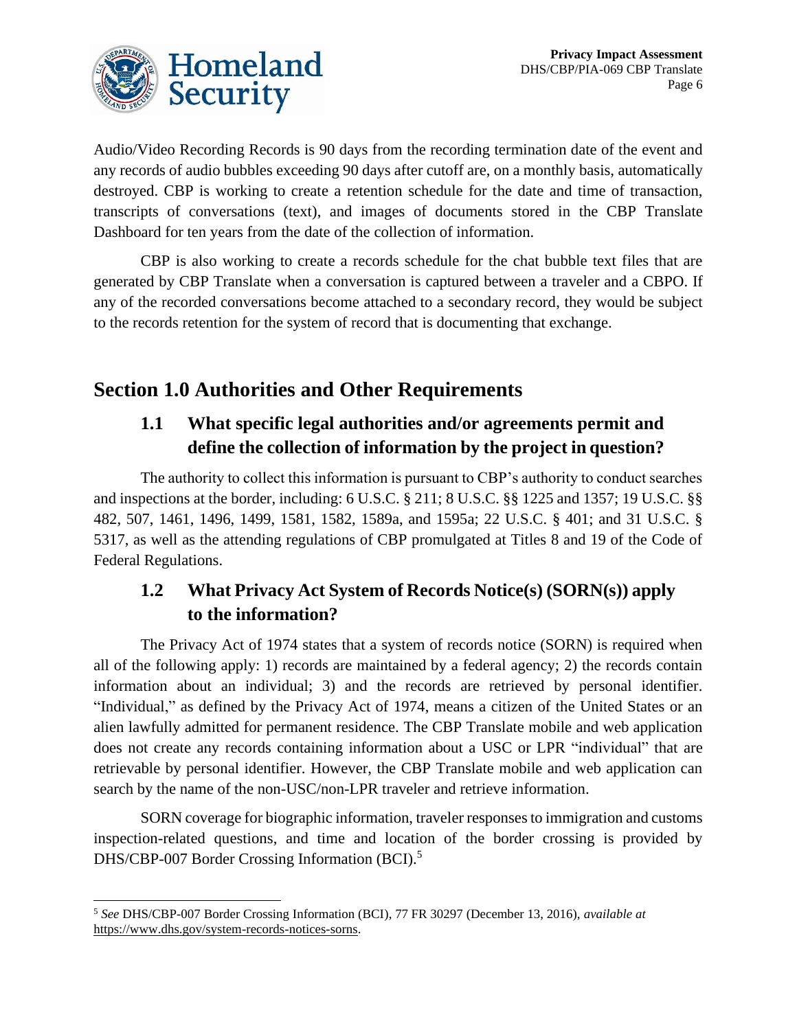Audio/Video Recording Records is 90 days from the recording termination date of the event and any records of audio bubbles exceeding 90 days after cutoff are, on a monthly basis, automatically destroyed. CBP is working to create a retention schedule for the date and time of transaction, transcripts of conversations (text), and images of documents stored in the CBP Translate Dashboard for ten years from the date of the collection of information.

CBP is also working to create a records schedule for the chat bubble text files that are generated by CBP Translate when a conversation is captured between a traveler and a CBPO. If any of the recorded conversations become attached to a secondary record, they would be subject to the records retention for the system of record that is documenting that exchange.

# Section 1.0 Authorities and Other Requirements

## 1.1 What specific legal authorities and/or agreements permit and define the collection of information by the project in question?

The authority to collect this information is pursuant to CBP's authority to conduct searches and inspections at the border, including: 6 U.S.C. § 211; 8 U.S.C. §§ 1225 and 1357; 19 U.S.C. §§ 482, 507, 1461, 1496, 1499, 1581, 1582, 1589a, and 1595a; 22 U.S.C. § 401; and 31 U.S.C. § 5317, as well as the attending regulations of CBP promulgated at Titles 8 and 19 of the Code of Federal Regulations.

## 1.2 What Privacy Act System of Records Notice(s) (SORN(s)) apply to the information?

The Privacy Act of 1974 states that a system of records notice (SORN) is required when all of the following apply: 1) records are maintained by a federal agency; 2) the records contain information about an individual; 3) and the records are retrieved by personal identifier. "Individual," as defined by the Privacy Act of 1974, means a citizen of the United States or an alien lawfully admitted for permanent residence. The CBP Translate mobile and web application does not create any records containing information about a USC or LPR "individual" that are retrievable by personal identifier. However, the CBP Translate mobile and web application can search by the name of the non-USC/non-LPR traveler and retrieve information.

SORN coverage for biographic information, traveler responses to immigration and customs inspection-related questions, and time and location of the border crossing is provided by DHS/CBP-007 Border Crossing Information (BCI).[5]

---

[5] *See* DHS/CBP-007 Border Crossing Information (BCI), 77 FR 30297 (December 13, 2016), *available at* https://www.dhs.gov/system-records-notices-sorns.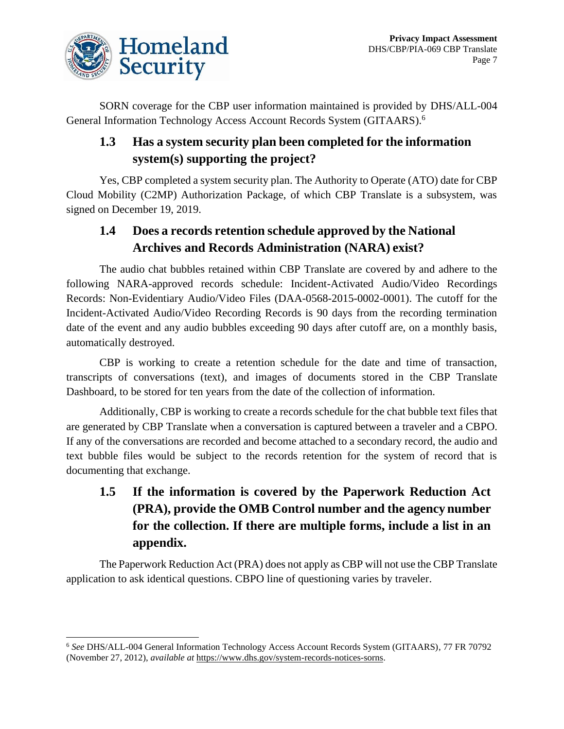SORN coverage for the CBP user information maintained is provided by DHS/ALL-004 General Information Technology Access Account Records System (GITAARS).[6]

## 1.3 Has a system security plan been completed for the information system(s) supporting the project?

Yes, CBP completed a system security plan. The Authority to Operate (ATO) date for CBP Cloud Mobility (C2MP) Authorization Package, of which CBP Translate is a subsystem, was signed on December 19, 2019.

## 1.4 Does a records retention schedule approved by the National Archives and Records Administration (NARA) exist?

The audio chat bubbles retained within CBP Translate are covered by and adhere to the following NARA-approved records schedule: Incident-Activated Audio/Video Recordings Records: Non-Evidentiary Audio/Video Files (DAA-0568-2015-0002-0001). The cutoff for the Incident-Activated Audio/Video Recording Records is 90 days from the recording termination date of the event and any audio bubbles exceeding 90 days after cutoff are, on a monthly basis, automatically destroyed.

CBP is working to create a retention schedule for the date and time of transaction, transcripts of conversations (text), and images of documents stored in the CBP Translate Dashboard, to be stored for ten years from the date of the collection of information.

Additionally, CBP is working to create a records schedule for the chat bubble text files that are generated by CBP Translate when a conversation is captured between a traveler and a CBPO. If any of the conversations are recorded and become attached to a secondary record, the audio and text bubble files would be subject to the records retention for the system of record that is documenting that exchange.

## 1.5 If the information is covered by the Paperwork Reduction Act (PRA), provide the OMB Control number and the agency number for the collection. If there are multiple forms, include a list in an appendix.

The Paperwork Reduction Act (PRA) does not apply as CBP will not use the CBP Translate application to ask identical questions. CBPO line of questioning varies by traveler.

---

[6] *See* DHS/ALL-004 General Information Technology Access Account Records System (GITAARS), 77 FR 70792 (November 27, 2012), *available at* https://www.dhs.gov/system-records-notices-sorns.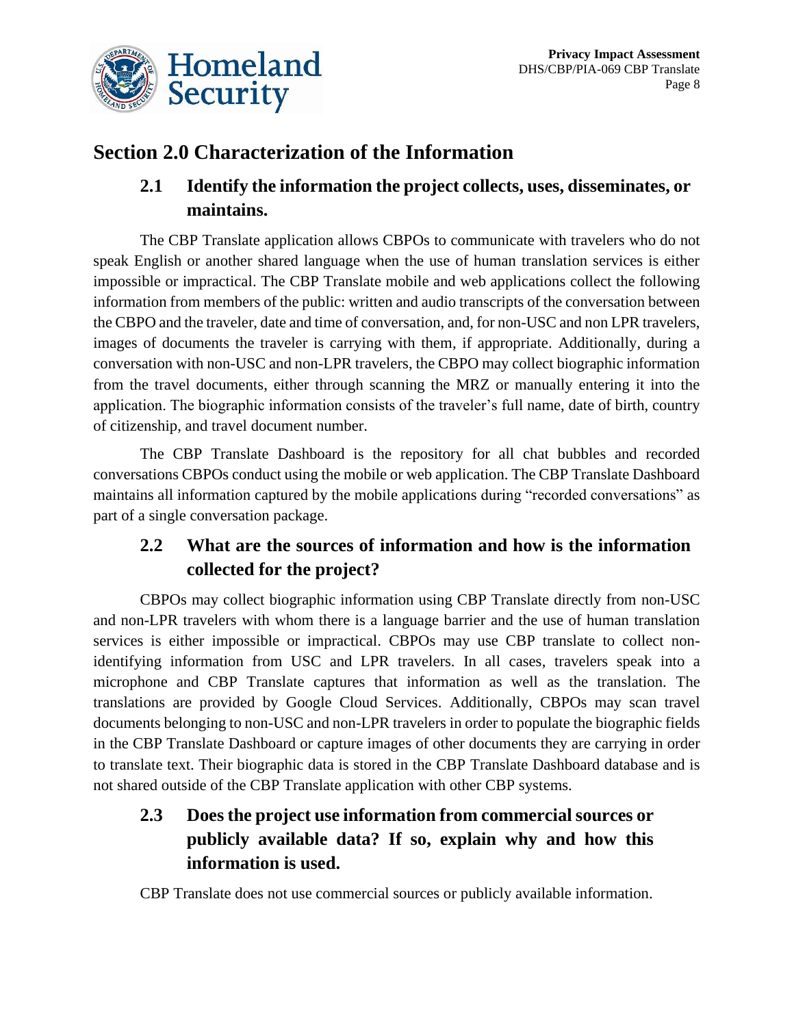## Section 2.0 Characterization of the Information

### 2.1 Identify the information the project collects, uses, disseminates, or maintains.

The CBP Translate application allows CBPOs to communicate with travelers who do not speak English or another shared language when the use of human translation services is either impossible or impractical. The CBP Translate mobile and web applications collect the following information from members of the public: written and audio transcripts of the conversation between the CBPO and the traveler, date and time of conversation, and, for non-USC and non LPR travelers, images of documents the traveler is carrying with them, if appropriate. Additionally, during a conversation with non-USC and non-LPR travelers, the CBPO may collect biographic information from the travel documents, either through scanning the MRZ or manually entering it into the application. The biographic information consists of the traveler's full name, date of birth, country of citizenship, and travel document number.

The CBP Translate Dashboard is the repository for all chat bubbles and recorded conversations CBPOs conduct using the mobile or web application. The CBP Translate Dashboard maintains all information captured by the mobile applications during "recorded conversations" as part of a single conversation package.

### 2.2 What are the sources of information and how is the information collected for the project?

CBPOs may collect biographic information using CBP Translate directly from non-USC and non-LPR travelers with whom there is a language barrier and the use of human translation services is either impossible or impractical. CBPOs may use CBP translate to collect non-identifying information from USC and LPR travelers. In all cases, travelers speak into a microphone and CBP Translate captures that information as well as the translation. The translations are provided by Google Cloud Services. Additionally, CBPOs may scan travel documents belonging to non-USC and non-LPR travelers in order to populate the biographic fields in the CBP Translate Dashboard or capture images of other documents they are carrying in order to translate text. Their biographic data is stored in the CBP Translate Dashboard database and is not shared outside of the CBP Translate application with other CBP systems.

### 2.3 Does the project use information from commercial sources or publicly available data? If so, explain why and how this information is used.

CBP Translate does not use commercial sources or publicly available information.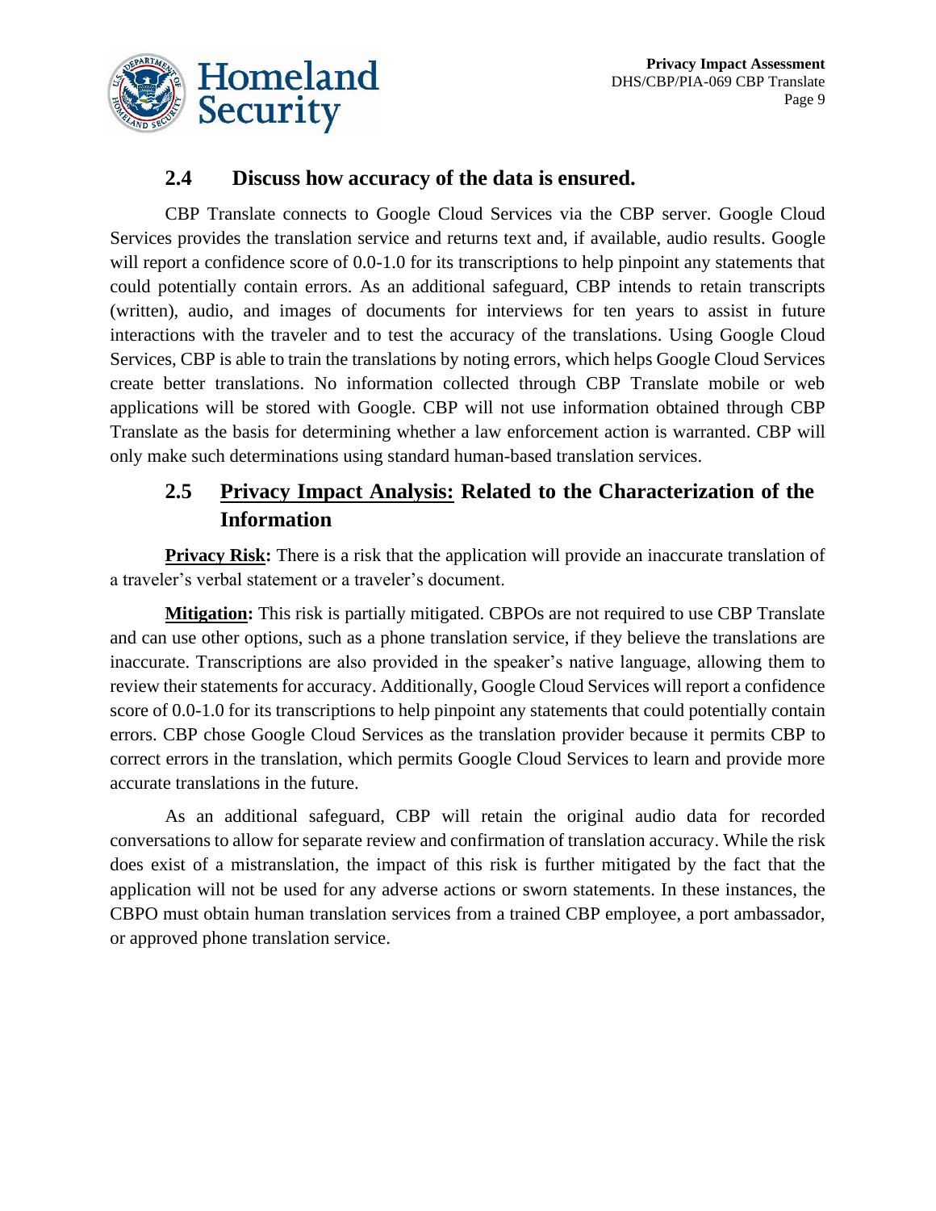## 2.4 Discuss how accuracy of the data is ensured.

CBP Translate connects to Google Cloud Services via the CBP server. Google Cloud Services provides the translation service and returns text and, if available, audio results. Google will report a confidence score of 0.0-1.0 for its transcriptions to help pinpoint any statements that could potentially contain errors. As an additional safeguard, CBP intends to retain transcripts (written), audio, and images of documents for interviews for ten years to assist in future interactions with the traveler and to test the accuracy of the translations. Using Google Cloud Services, CBP is able to train the translations by noting errors, which helps Google Cloud Services create better translations. No information collected through CBP Translate mobile or web applications will be stored with Google. CBP will not use information obtained through CBP Translate as the basis for determining whether a law enforcement action is warranted. CBP will only make such determinations using standard human-based translation services.

## 2.5 Privacy Impact Analysis: Related to the Characterization of the Information

**Privacy Risk:** There is a risk that the application will provide an inaccurate translation of a traveler's verbal statement or a traveler's document.

**Mitigation:** This risk is partially mitigated. CBPOs are not required to use CBP Translate and can use other options, such as a phone translation service, if they believe the translations are inaccurate. Transcriptions are also provided in the speaker's native language, allowing them to review their statements for accuracy. Additionally, Google Cloud Services will report a confidence score of 0.0-1.0 for its transcriptions to help pinpoint any statements that could potentially contain errors. CBP chose Google Cloud Services as the translation provider because it permits CBP to correct errors in the translation, which permits Google Cloud Services to learn and provide more accurate translations in the future.

As an additional safeguard, CBP will retain the original audio data for recorded conversations to allow for separate review and confirmation of translation accuracy. While the risk does exist of a mistranslation, the impact of this risk is further mitigated by the fact that the application will not be used for any adverse actions or sworn statements. In these instances, the CBPO must obtain human translation services from a trained CBP employee, a port ambassador, or approved phone translation service.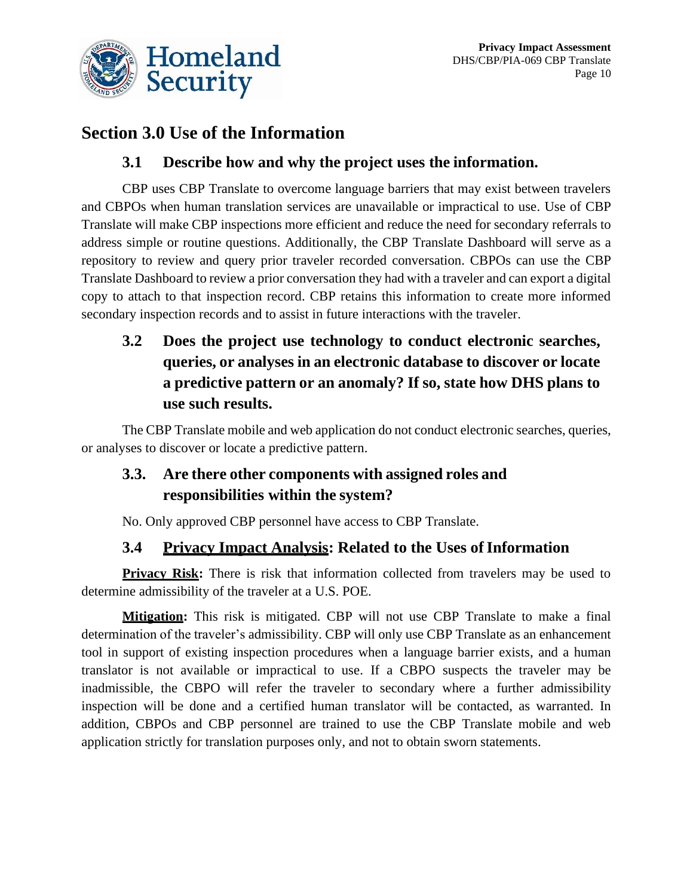## Section 3.0 Use of the Information

### 3.1 Describe how and why the project uses the information.

CBP uses CBP Translate to overcome language barriers that may exist between travelers and CBPOs when human translation services are unavailable or impractical to use. Use of CBP Translate will make CBP inspections more efficient and reduce the need for secondary referrals to address simple or routine questions. Additionally, the CBP Translate Dashboard will serve as a repository to review and query prior traveler recorded conversation. CBPOs can use the CBP Translate Dashboard to review a prior conversation they had with a traveler and can export a digital copy to attach to that inspection record. CBP retains this information to create more informed secondary inspection records and to assist in future interactions with the traveler.

### 3.2 Does the project use technology to conduct electronic searches, queries, or analyses in an electronic database to discover or locate a predictive pattern or an anomaly? If so, state how DHS plans to use such results.

The CBP Translate mobile and web application do not conduct electronic searches, queries, or analyses to discover or locate a predictive pattern.

### 3.3. Are there other components with assigned roles and responsibilities within the system?

No. Only approved CBP personnel have access to CBP Translate.

### 3.4 Privacy Impact Analysis: Related to the Uses of Information

**Privacy Risk:** There is risk that information collected from travelers may be used to determine admissibility of the traveler at a U.S. POE.

**Mitigation:** This risk is mitigated. CBP will not use CBP Translate to make a final determination of the traveler's admissibility. CBP will only use CBP Translate as an enhancement tool in support of existing inspection procedures when a language barrier exists, and a human translator is not available or impractical to use. If a CBPO suspects the traveler may be inadmissible, the CBPO will refer the traveler to secondary where a further admissibility inspection will be done and a certified human translator will be contacted, as warranted. In addition, CBPOs and CBP personnel are trained to use the CBP Translate mobile and web application strictly for translation purposes only, and not to obtain sworn statements.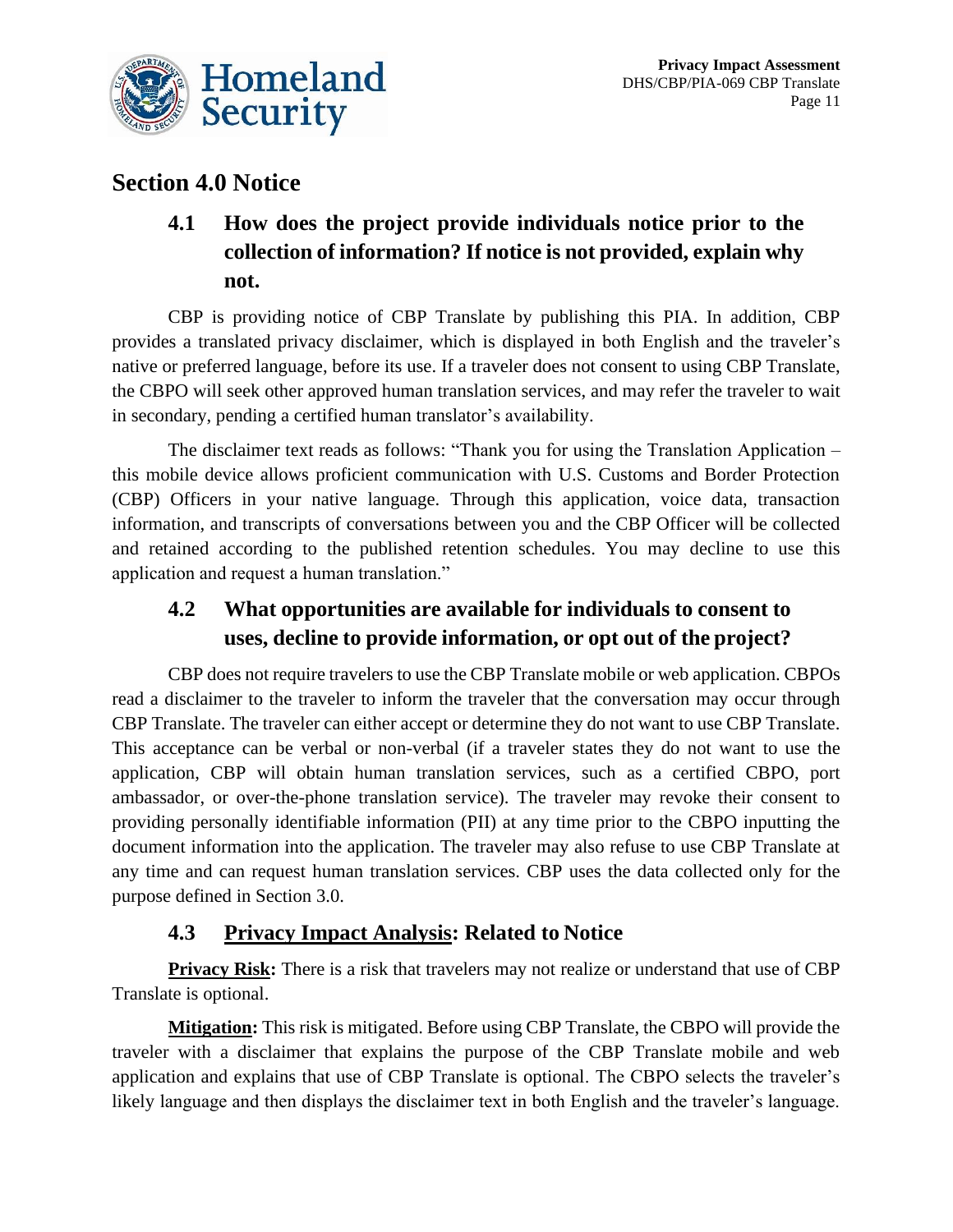## Section 4.0 Notice

### 4.1 How does the project provide individuals notice prior to the collection of information? If notice is not provided, explain why not.

CBP is providing notice of CBP Translate by publishing this PIA. In addition, CBP provides a translated privacy disclaimer, which is displayed in both English and the traveler's native or preferred language, before its use. If a traveler does not consent to using CBP Translate, the CBPO will seek other approved human translation services, and may refer the traveler to wait in secondary, pending a certified human translator's availability.

The disclaimer text reads as follows: "Thank you for using the Translation Application – this mobile device allows proficient communication with U.S. Customs and Border Protection (CBP) Officers in your native language. Through this application, voice data, transaction information, and transcripts of conversations between you and the CBP Officer will be collected and retained according to the published retention schedules. You may decline to use this application and request a human translation."

### 4.2 What opportunities are available for individuals to consent to uses, decline to provide information, or opt out of the project?

CBP does not require travelers to use the CBP Translate mobile or web application. CBPOs read a disclaimer to the traveler to inform the traveler that the conversation may occur through CBP Translate. The traveler can either accept or determine they do not want to use CBP Translate. This acceptance can be verbal or non-verbal (if a traveler states they do not want to use the application, CBP will obtain human translation services, such as a certified CBPO, port ambassador, or over-the-phone translation service). The traveler may revoke their consent to providing personally identifiable information (PII) at any time prior to the CBPO inputting the document information into the application. The traveler may also refuse to use CBP Translate at any time and can request human translation services. CBP uses the data collected only for the purpose defined in Section 3.0.

### 4.3 Privacy Impact Analysis: Related to Notice

**Privacy Risk:** There is a risk that travelers may not realize or understand that use of CBP Translate is optional.

**Mitigation:** This risk is mitigated. Before using CBP Translate, the CBPO will provide the traveler with a disclaimer that explains the purpose of the CBP Translate mobile and web application and explains that use of CBP Translate is optional. The CBPO selects the traveler's likely language and then displays the disclaimer text in both English and the traveler's language.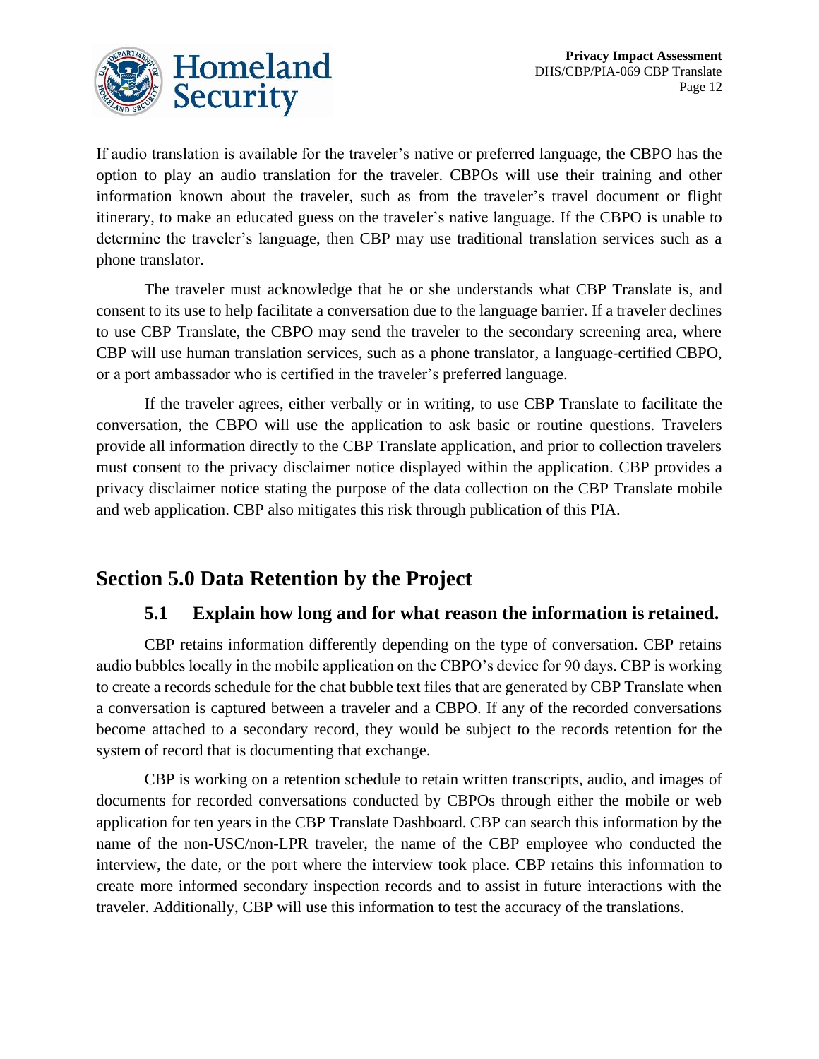If audio translation is available for the traveler's native or preferred language, the CBPO has the option to play an audio translation for the traveler. CBPOs will use their training and other information known about the traveler, such as from the traveler's travel document or flight itinerary, to make an educated guess on the traveler's native language. If the CBPO is unable to determine the traveler's language, then CBP may use traditional translation services such as a phone translator.

The traveler must acknowledge that he or she understands what CBP Translate is, and consent to its use to help facilitate a conversation due to the language barrier. If a traveler declines to use CBP Translate, the CBPO may send the traveler to the secondary screening area, where CBP will use human translation services, such as a phone translator, a language-certified CBPO, or a port ambassador who is certified in the traveler's preferred language.

If the traveler agrees, either verbally or in writing, to use CBP Translate to facilitate the conversation, the CBPO will use the application to ask basic or routine questions. Travelers provide all information directly to the CBP Translate application, and prior to collection travelers must consent to the privacy disclaimer notice displayed within the application. CBP provides a privacy disclaimer notice stating the purpose of the data collection on the CBP Translate mobile and web application. CBP also mitigates this risk through publication of this PIA.

## Section 5.0 Data Retention by the Project

### 5.1 Explain how long and for what reason the information is retained.

CBP retains information differently depending on the type of conversation. CBP retains audio bubbles locally in the mobile application on the CBPO's device for 90 days. CBP is working to create a records schedule for the chat bubble text files that are generated by CBP Translate when a conversation is captured between a traveler and a CBPO. If any of the recorded conversations become attached to a secondary record, they would be subject to the records retention for the system of record that is documenting that exchange.

CBP is working on a retention schedule to retain written transcripts, audio, and images of documents for recorded conversations conducted by CBPOs through either the mobile or web application for ten years in the CBP Translate Dashboard. CBP can search this information by the name of the non-USC/non-LPR traveler, the name of the CBP employee who conducted the interview, the date, or the port where the interview took place. CBP retains this information to create more informed secondary inspection records and to assist in future interactions with the traveler. Additionally, CBP will use this information to test the accuracy of the translations.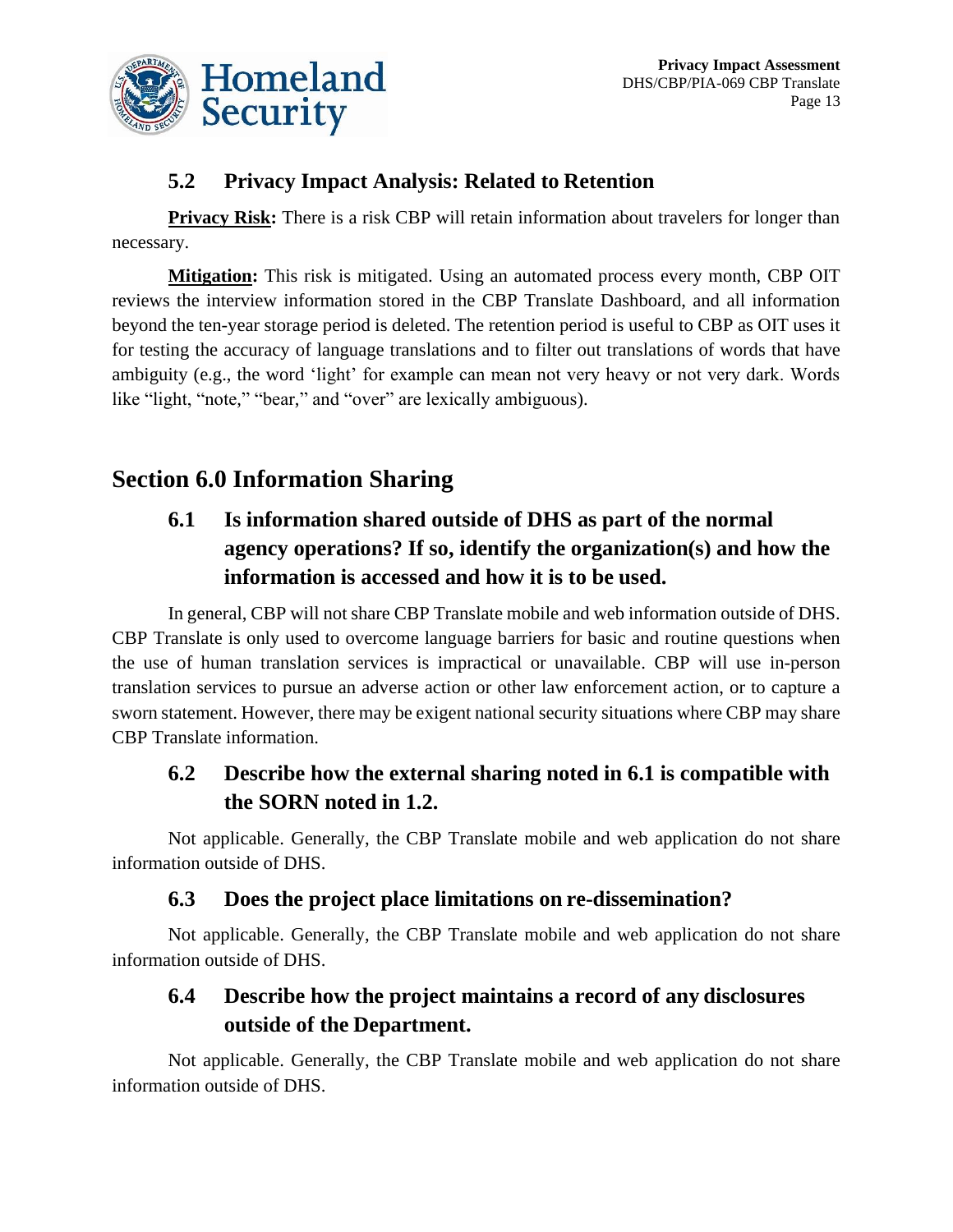### 5.2 Privacy Impact Analysis: Related to Retention

**Privacy Risk:** There is a risk CBP will retain information about travelers for longer than necessary.

**Mitigation:** This risk is mitigated. Using an automated process every month, CBP OIT reviews the interview information stored in the CBP Translate Dashboard, and all information beyond the ten-year storage period is deleted. The retention period is useful to CBP as OIT uses it for testing the accuracy of language translations and to filter out translations of words that have ambiguity (e.g., the word 'light' for example can mean not very heavy or not very dark. Words like "light, "note," "bear," and "over" are lexically ambiguous).

## Section 6.0 Information Sharing

### 6.1 Is information shared outside of DHS as part of the normal agency operations? If so, identify the organization(s) and how the information is accessed and how it is to be used.

In general, CBP will not share CBP Translate mobile and web information outside of DHS. CBP Translate is only used to overcome language barriers for basic and routine questions when the use of human translation services is impractical or unavailable. CBP will use in-person translation services to pursue an adverse action or other law enforcement action, or to capture a sworn statement. However, there may be exigent national security situations where CBP may share CBP Translate information.

### 6.2 Describe how the external sharing noted in 6.1 is compatible with the SORN noted in 1.2.

Not applicable. Generally, the CBP Translate mobile and web application do not share information outside of DHS.

### 6.3 Does the project place limitations on re-dissemination?

Not applicable. Generally, the CBP Translate mobile and web application do not share information outside of DHS.

### 6.4 Describe how the project maintains a record of any disclosures outside of the Department.

Not applicable. Generally, the CBP Translate mobile and web application do not share information outside of DHS.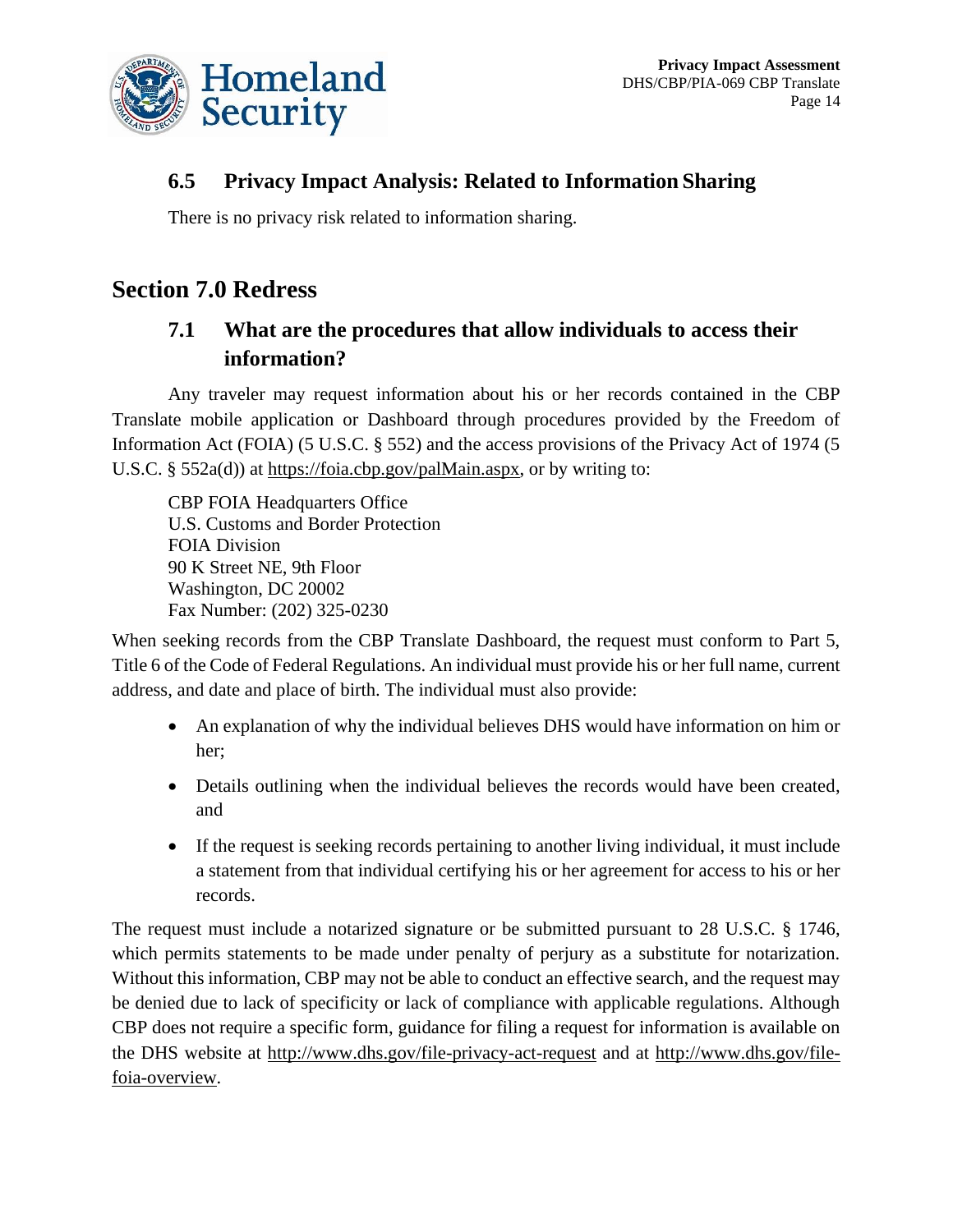### 6.5 Privacy Impact Analysis: Related to Information Sharing

There is no privacy risk related to information sharing.

## Section 7.0 Redress

### 7.1 What are the procedures that allow individuals to access their information?

Any traveler may request information about his or her records contained in the CBP Translate mobile application or Dashboard through procedures provided by the Freedom of Information Act (FOIA) (5 U.S.C. § 552) and the access provisions of the Privacy Act of 1974 (5 U.S.C. § 552a(d)) at https://foia.cbp.gov/palMain.aspx, or by writing to:

CBP FOIA Headquarters Office
U.S. Customs and Border Protection
FOIA Division
90 K Street NE, 9th Floor
Washington, DC 20002
Fax Number: (202) 325-0230

When seeking records from the CBP Translate Dashboard, the request must conform to Part 5, Title 6 of the Code of Federal Regulations. An individual must provide his or her full name, current address, and date and place of birth. The individual must also provide:

- An explanation of why the individual believes DHS would have information on him or her;
- Details outlining when the individual believes the records would have been created, and
- If the request is seeking records pertaining to another living individual, it must include a statement from that individual certifying his or her agreement for access to his or her records.

The request must include a notarized signature or be submitted pursuant to 28 U.S.C. § 1746, which permits statements to be made under penalty of perjury as a substitute for notarization. Without this information, CBP may not be able to conduct an effective search, and the request may be denied due to lack of specificity or lack of compliance with applicable regulations. Although CBP does not require a specific form, guidance for filing a request for information is available on the DHS website at http://www.dhs.gov/file-privacy-act-request and at http://www.dhs.gov/file-foia-overview.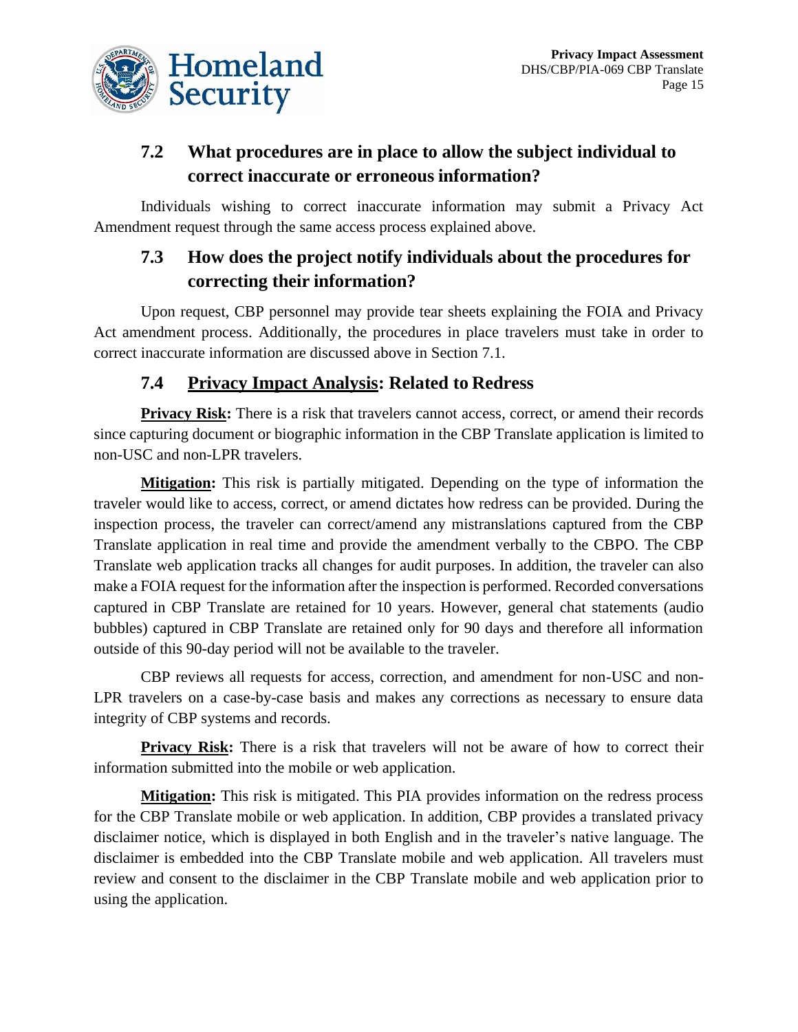## 7.2 What procedures are in place to allow the subject individual to correct inaccurate or erroneous information?

Individuals wishing to correct inaccurate information may submit a Privacy Act Amendment request through the same access process explained above.

## 7.3 How does the project notify individuals about the procedures for correcting their information?

Upon request, CBP personnel may provide tear sheets explaining the FOIA and Privacy Act amendment process. Additionally, the procedures in place travelers must take in order to correct inaccurate information are discussed above in Section 7.1.

## 7.4 Privacy Impact Analysis: Related to Redress

**Privacy Risk:** There is a risk that travelers cannot access, correct, or amend their records since capturing document or biographic information in the CBP Translate application is limited to non-USC and non-LPR travelers.

**Mitigation:** This risk is partially mitigated. Depending on the type of information the traveler would like to access, correct, or amend dictates how redress can be provided. During the inspection process, the traveler can correct/amend any mistranslations captured from the CBP Translate application in real time and provide the amendment verbally to the CBPO. The CBP Translate web application tracks all changes for audit purposes. In addition, the traveler can also make a FOIA request for the information after the inspection is performed. Recorded conversations captured in CBP Translate are retained for 10 years. However, general chat statements (audio bubbles) captured in CBP Translate are retained only for 90 days and therefore all information outside of this 90-day period will not be available to the traveler.

CBP reviews all requests for access, correction, and amendment for non-USC and non-LPR travelers on a case-by-case basis and makes any corrections as necessary to ensure data integrity of CBP systems and records.

**Privacy Risk:** There is a risk that travelers will not be aware of how to correct their information submitted into the mobile or web application.

**Mitigation:** This risk is mitigated. This PIA provides information on the redress process for the CBP Translate mobile or web application. In addition, CBP provides a translated privacy disclaimer notice, which is displayed in both English and in the traveler's native language. The disclaimer is embedded into the CBP Translate mobile and web application. All travelers must review and consent to the disclaimer in the CBP Translate mobile and web application prior to using the application.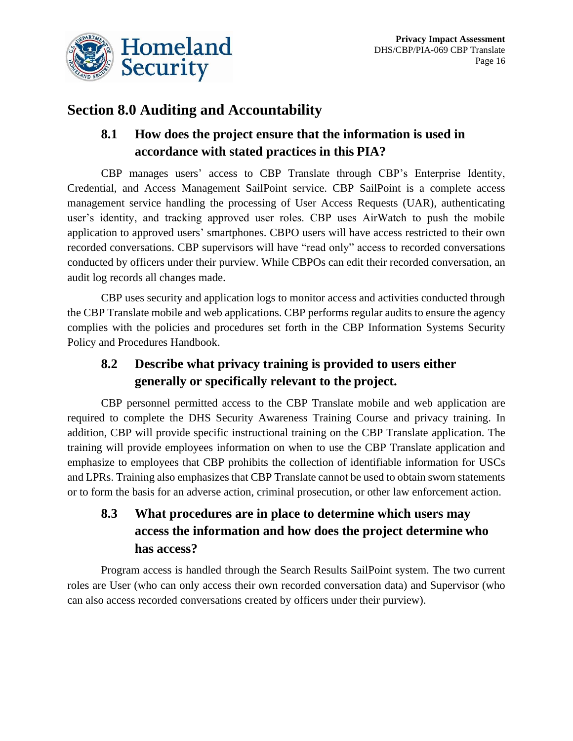## Section 8.0 Auditing and Accountability

### 8.1 How does the project ensure that the information is used in accordance with stated practices in this PIA?

CBP manages users' access to CBP Translate through CBP's Enterprise Identity, Credential, and Access Management SailPoint service. CBP SailPoint is a complete access management service handling the processing of User Access Requests (UAR), authenticating user's identity, and tracking approved user roles. CBP uses AirWatch to push the mobile application to approved users' smartphones. CBPO users will have access restricted to their own recorded conversations. CBP supervisors will have "read only" access to recorded conversations conducted by officers under their purview. While CBPOs can edit their recorded conversation, an audit log records all changes made.

CBP uses security and application logs to monitor access and activities conducted through the CBP Translate mobile and web applications. CBP performs regular audits to ensure the agency complies with the policies and procedures set forth in the CBP Information Systems Security Policy and Procedures Handbook.

### 8.2 Describe what privacy training is provided to users either generally or specifically relevant to the project.

CBP personnel permitted access to the CBP Translate mobile and web application are required to complete the DHS Security Awareness Training Course and privacy training. In addition, CBP will provide specific instructional training on the CBP Translate application. The training will provide employees information on when to use the CBP Translate application and emphasize to employees that CBP prohibits the collection of identifiable information for USCs and LPRs. Training also emphasizes that CBP Translate cannot be used to obtain sworn statements or to form the basis for an adverse action, criminal prosecution, or other law enforcement action.

### 8.3 What procedures are in place to determine which users may access the information and how does the project determine who has access?

Program access is handled through the Search Results SailPoint system. The two current roles are User (who can only access their own recorded conversation data) and Supervisor (who can also access recorded conversations created by officers under their purview).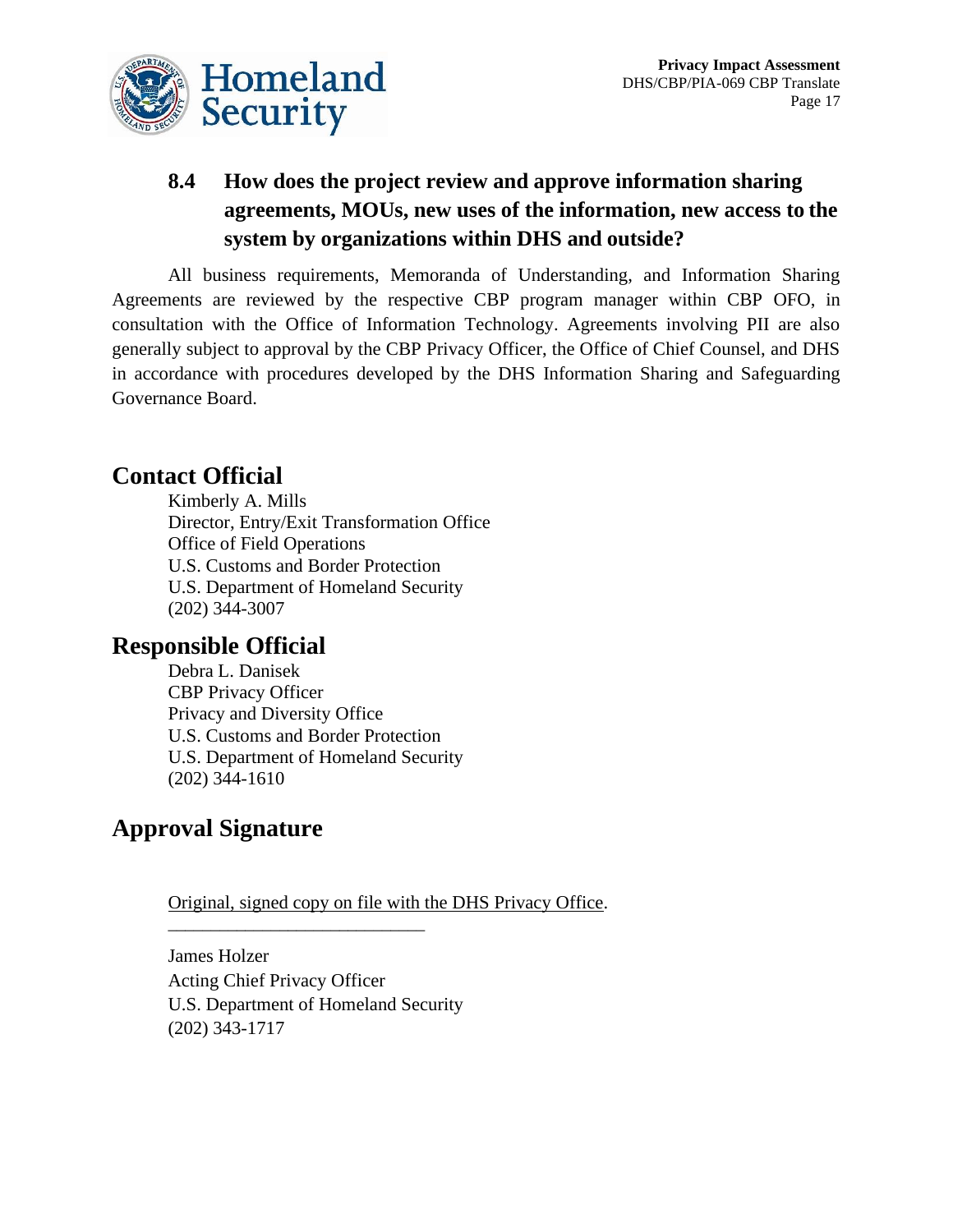### 8.4 How does the project review and approve information sharing agreements, MOUs, new uses of the information, new access to the system by organizations within DHS and outside?

All business requirements, Memoranda of Understanding, and Information Sharing Agreements are reviewed by the respective CBP program manager within CBP OFO, in consultation with the Office of Information Technology. Agreements involving PII are also generally subject to approval by the CBP Privacy Officer, the Office of Chief Counsel, and DHS in accordance with procedures developed by the DHS Information Sharing and Safeguarding Governance Board.

## Contact Official

Kimberly A. Mills
Director, Entry/Exit Transformation Office
Office of Field Operations
U.S. Customs and Border Protection
U.S. Department of Homeland Security
(202) 344-3007

## Responsible Official

Debra L. Danisek
CBP Privacy Officer
Privacy and Diversity Office
U.S. Customs and Border Protection
U.S. Department of Homeland Security
(202) 344-1610

## Approval Signature

Original, signed copy on file with the DHS Privacy Office.

________________________________

James Holzer
Acting Chief Privacy Officer
U.S. Department of Homeland Security
(202) 343-1717